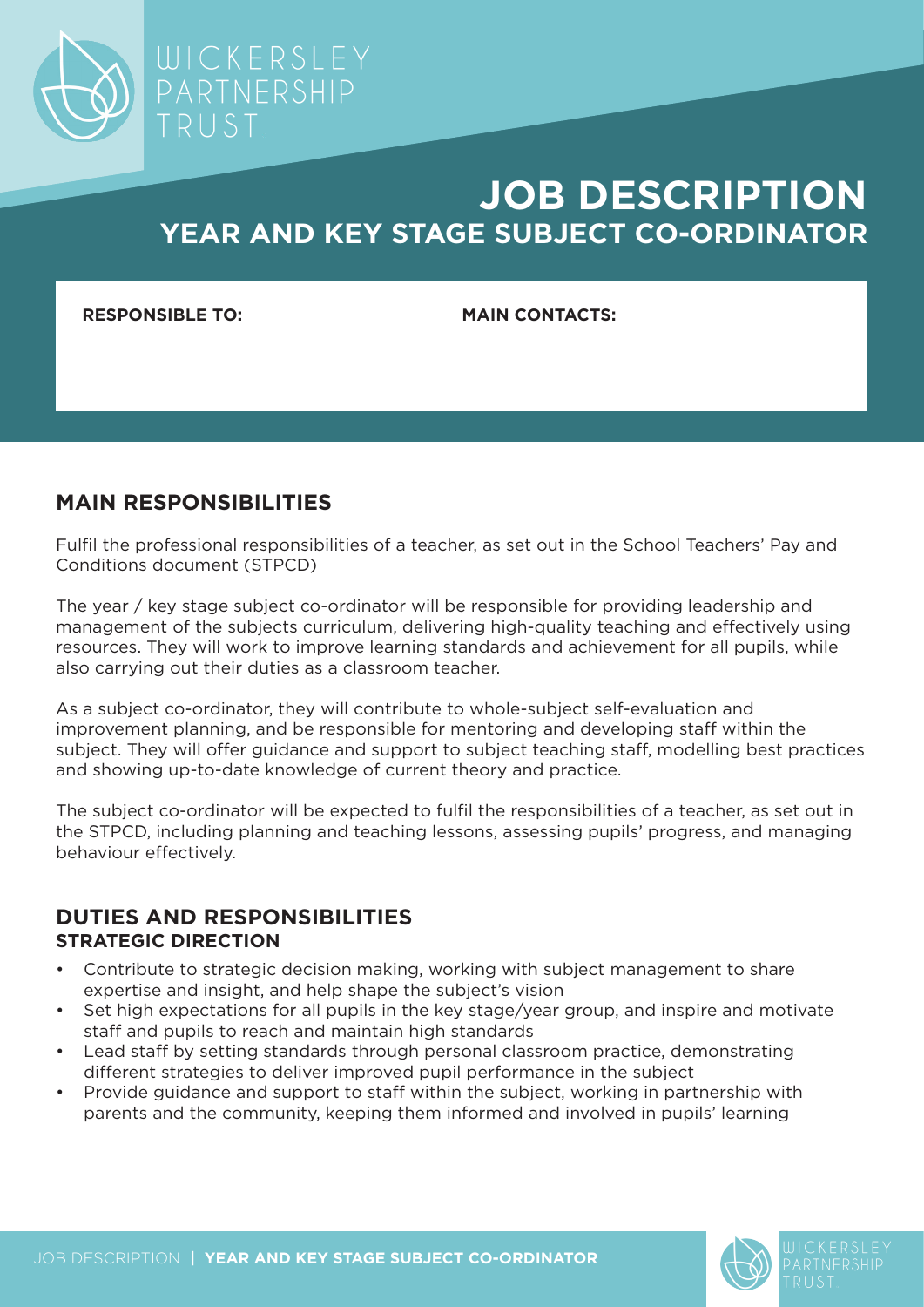WICKERSLEY PARTNERSHIP TRUST

# JOB DESCRIPTION
## YEAR AND KEY STAGE SUBJECT CO-ORDINATOR

**RESPONSIBLE TO:**

**MAIN CONTACTS:**

## MAIN RESPONSIBILITIES

Fulfil the professional responsibilities of a teacher, as set out in the School Teachers' Pay and Conditions document (STPCD)

The year / key stage subject co-ordinator will be responsible for providing leadership and management of the subjects curriculum, delivering high-quality teaching and effectively using resources. They will work to improve learning standards and achievement for all pupils, while also carrying out their duties as a classroom teacher.

As a subject co-ordinator, they will contribute to whole-subject self-evaluation and improvement planning, and be responsible for mentoring and developing staff within the subject. They will offer guidance and support to subject teaching staff, modelling best practices and showing up-to-date knowledge of current theory and practice.

The subject co-ordinator will be expected to fulfil the responsibilities of a teacher, as set out in the STPCD, including planning and teaching lessons, assessing pupils' progress, and managing behaviour effectively.

## DUTIES AND RESPONSIBILITIES
### STRATEGIC DIRECTION

- Contribute to strategic decision making, working with subject management to share expertise and insight, and help shape the subject's vision
- Set high expectations for all pupils in the key stage/year group, and inspire and motivate staff and pupils to reach and maintain high standards
- Lead staff by setting standards through personal classroom practice, demonstrating different strategies to deliver improved pupil performance in the subject
- Provide guidance and support to staff within the subject, working in partnership with parents and the community, keeping them informed and involved in pupils' learning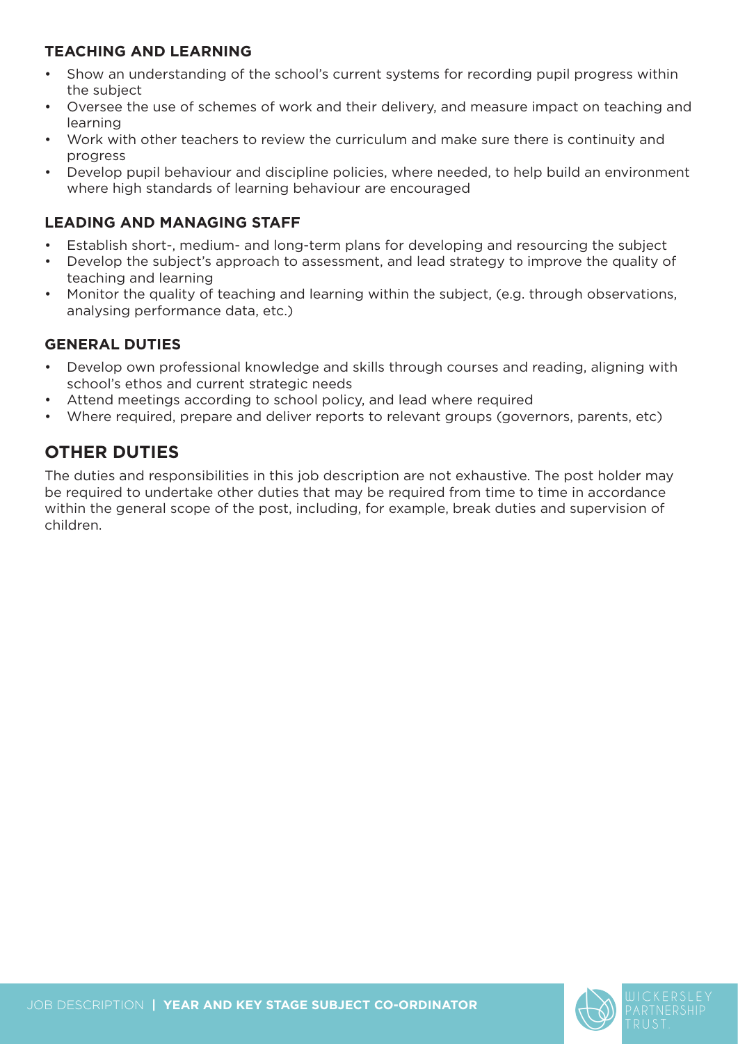### TEACHING AND LEARNING

- Show an understanding of the school's current systems for recording pupil progress within the subject
- Oversee the use of schemes of work and their delivery, and measure impact on teaching and learning
- Work with other teachers to review the curriculum and make sure there is continuity and progress
- Develop pupil behaviour and discipline policies, where needed, to help build an environment where high standards of learning behaviour are encouraged

### LEADING AND MANAGING STAFF

- Establish short-, medium- and long-term plans for developing and resourcing the subject
- Develop the subject's approach to assessment, and lead strategy to improve the quality of teaching and learning
- Monitor the quality of teaching and learning within the subject, (e.g. through observations, analysing performance data, etc.)

### GENERAL DUTIES

- Develop own professional knowledge and skills through courses and reading, aligning with school's ethos and current strategic needs
- Attend meetings according to school policy, and lead where required
- Where required, prepare and deliver reports to relevant groups (governors, parents, etc)

## OTHER DUTIES

The duties and responsibilities in this job description are not exhaustive. The post holder may be required to undertake other duties that may be required from time to time in accordance within the general scope of the post, including, for example, break duties and supervision of children.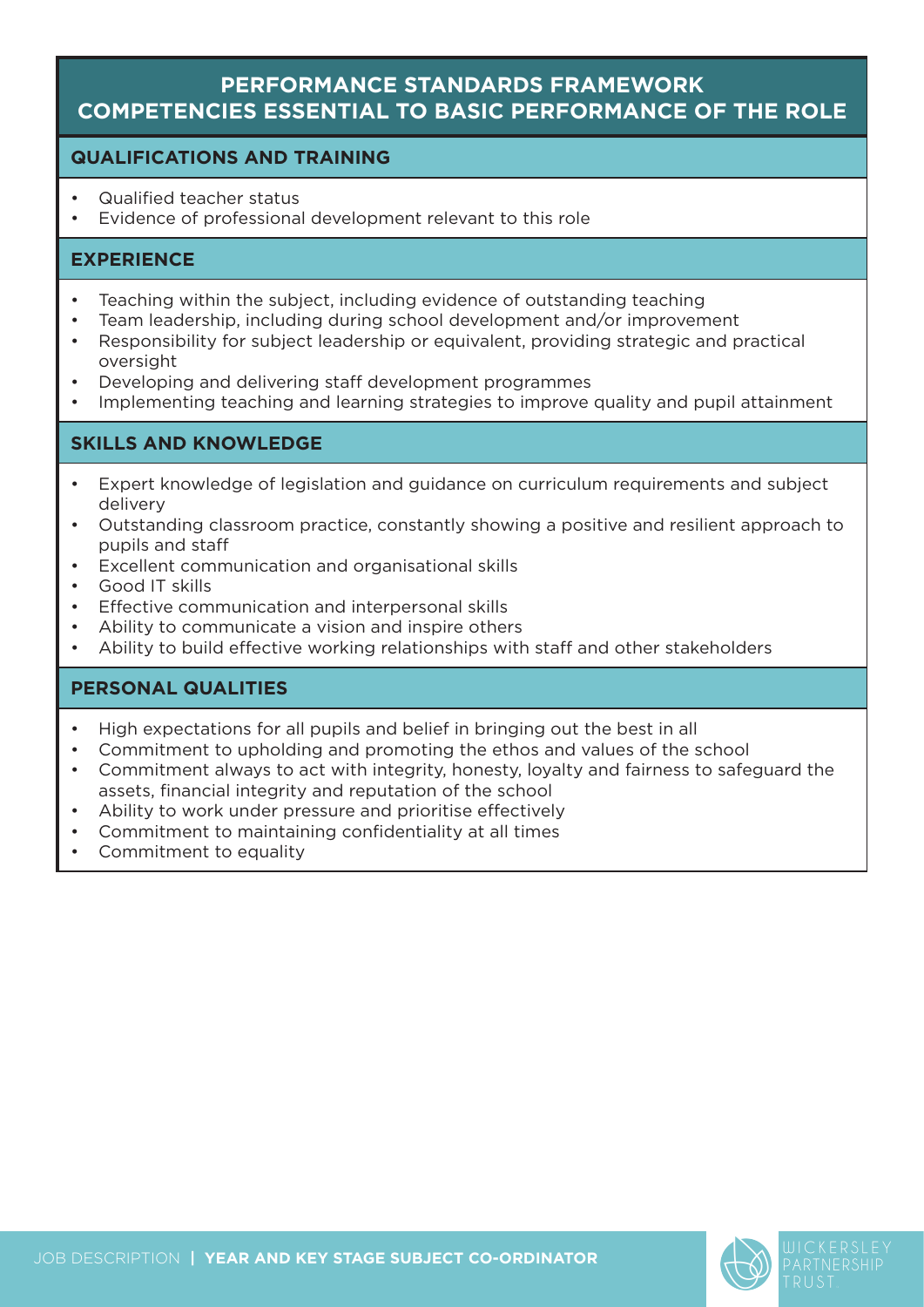# PERFORMANCE STANDARDS FRAMEWORK
# COMPETENCIES ESSENTIAL TO BASIC PERFORMANCE OF THE ROLE

## QUALIFICATIONS AND TRAINING

- Qualified teacher status
- Evidence of professional development relevant to this role

## EXPERIENCE

- Teaching within the subject, including evidence of outstanding teaching
- Team leadership, including during school development and/or improvement
- Responsibility for subject leadership or equivalent, providing strategic and practical oversight
- Developing and delivering staff development programmes
- Implementing teaching and learning strategies to improve quality and pupil attainment

## SKILLS AND KNOWLEDGE

- Expert knowledge of legislation and guidance on curriculum requirements and subject delivery
- Outstanding classroom practice, constantly showing a positive and resilient approach to pupils and staff
- Excellent communication and organisational skills
- Good IT skills
- Effective communication and interpersonal skills
- Ability to communicate a vision and inspire others
- Ability to build effective working relationships with staff and other stakeholders

## PERSONAL QUALITIES

- High expectations for all pupils and belief in bringing out the best in all
- Commitment to upholding and promoting the ethos and values of the school
- Commitment always to act with integrity, honesty, loyalty and fairness to safeguard the assets, financial integrity and reputation of the school
- Ability to work under pressure and prioritise effectively
- Commitment to maintaining confidentiality at all times
- Commitment to equality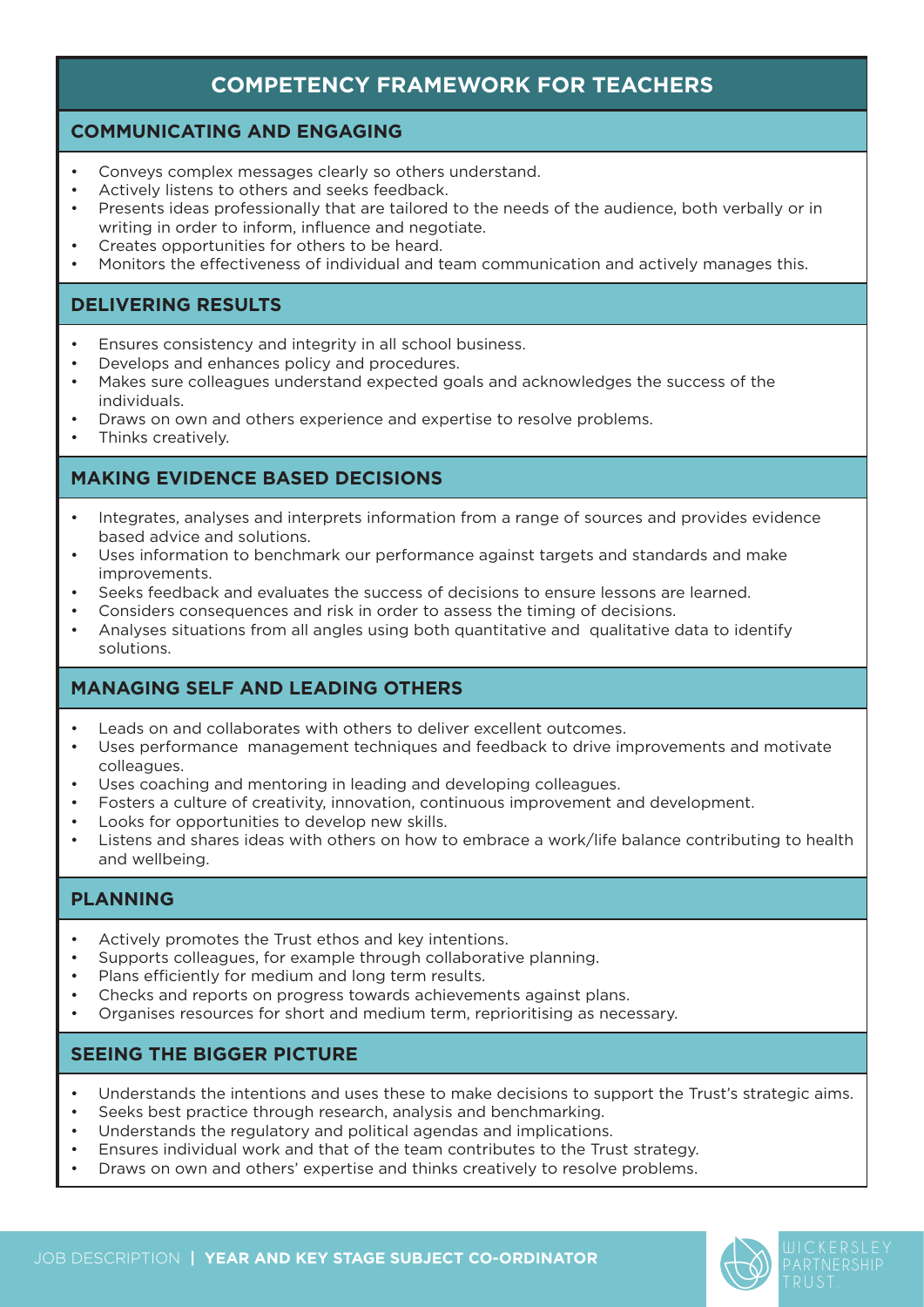# COMPETENCY FRAMEWORK FOR TEACHERS

## COMMUNICATING AND ENGAGING

- Conveys complex messages clearly so others understand.
- Actively listens to others and seeks feedback.
- Presents ideas professionally that are tailored to the needs of the audience, both verbally or in writing in order to inform, influence and negotiate.
- Creates opportunities for others to be heard.
- Monitors the effectiveness of individual and team communication and actively manages this.

## DELIVERING RESULTS

- Ensures consistency and integrity in all school business.
- Develops and enhances policy and procedures.
- Makes sure colleagues understand expected goals and acknowledges the success of the individuals.
- Draws on own and others experience and expertise to resolve problems.
- Thinks creatively.

## MAKING EVIDENCE BASED DECISIONS

- Integrates, analyses and interprets information from a range of sources and provides evidence based advice and solutions.
- Uses information to benchmark our performance against targets and standards and make improvements.
- Seeks feedback and evaluates the success of decisions to ensure lessons are learned.
- Considers consequences and risk in order to assess the timing of decisions.
- Analyses situations from all angles using both quantitative and qualitative data to identify solutions.

## MANAGING SELF AND LEADING OTHERS

- Leads on and collaborates with others to deliver excellent outcomes.
- Uses performance management techniques and feedback to drive improvements and motivate colleagues.
- Uses coaching and mentoring in leading and developing colleagues.
- Fosters a culture of creativity, innovation, continuous improvement and development.
- Looks for opportunities to develop new skills.
- Listens and shares ideas with others on how to embrace a work/life balance contributing to health and wellbeing.

## PLANNING

- Actively promotes the Trust ethos and key intentions.
- Supports colleagues, for example through collaborative planning.
- Plans efficiently for medium and long term results.
- Checks and reports on progress towards achievements against plans.
- Organises resources for short and medium term, reprioritising as necessary.

## SEEING THE BIGGER PICTURE

- Understands the intentions and uses these to make decisions to support the Trust's strategic aims.
- Seeks best practice through research, analysis and benchmarking.
- Understands the regulatory and political agendas and implications.
- Ensures individual work and that of the team contributes to the Trust strategy.
- Draws on own and others' expertise and thinks creatively to resolve problems.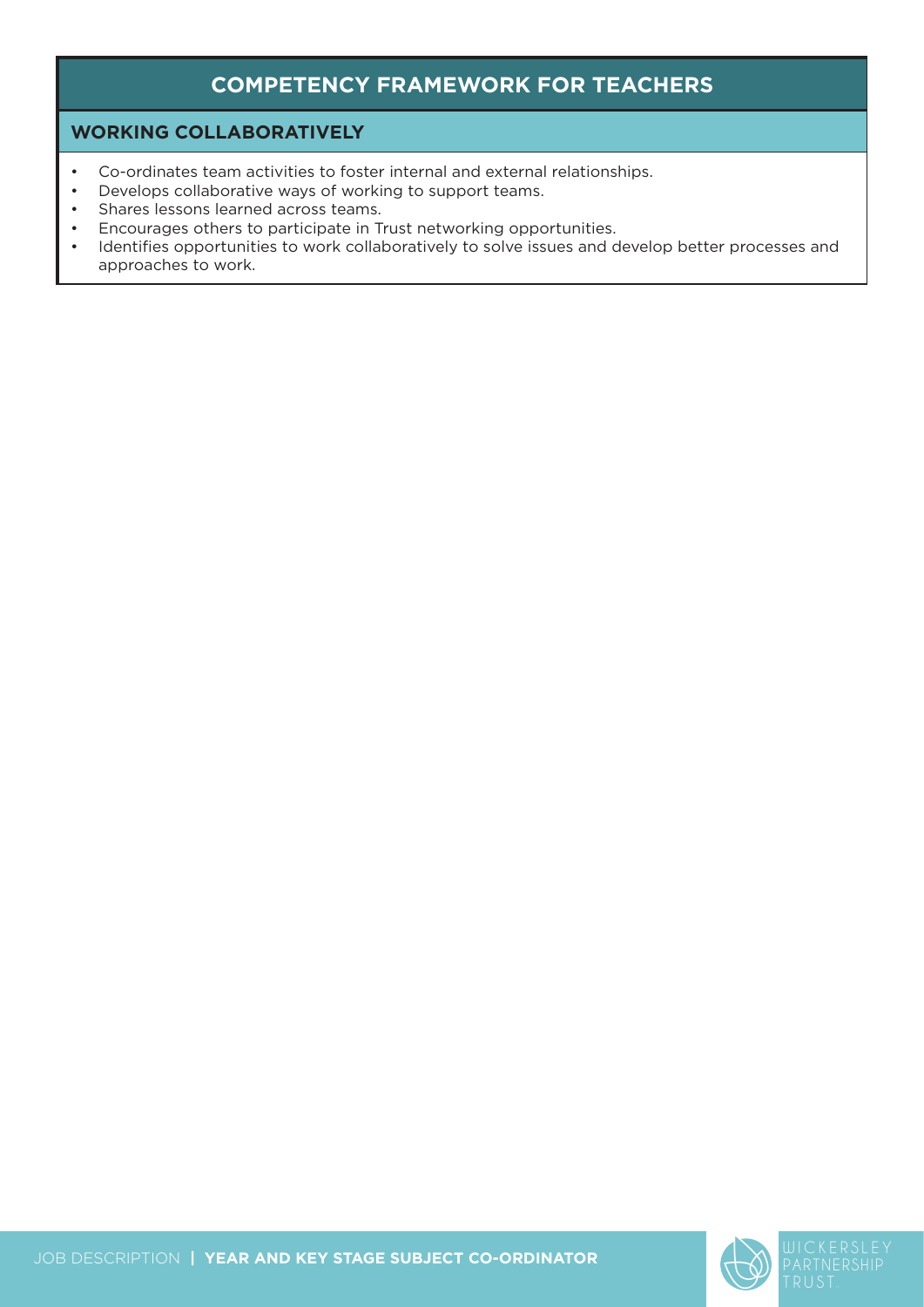# COMPETENCY FRAMEWORK FOR TEACHERS

## WORKING COLLABORATIVELY

- Co-ordinates team activities to foster internal and external relationships.
- Develops collaborative ways of working to support teams.
- Shares lessons learned across teams.
- Encourages others to participate in Trust networking opportunities.
- Identifies opportunities to work collaboratively to solve issues and develop better processes and approaches to work.